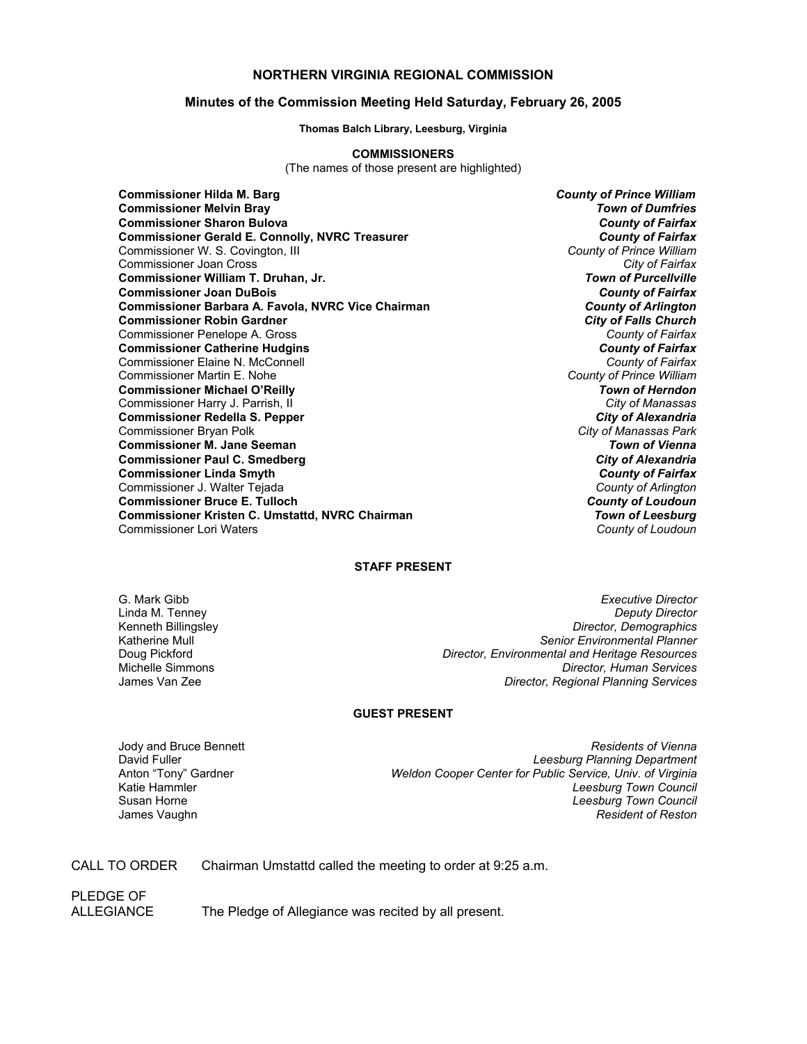# NORTHERN VIRGINIA REGIONAL COMMISSION

## Minutes of the Commission Meeting Held Saturday, February 26, 2005

**Thomas Balch Library, Leesburg, Virginia**

### COMMISSIONERS

(The names of those present are highlighted)

| | |
|---|---|
| **Commissioner Hilda M. Barg** | ***County of Prince William*** |
| **Commissioner Melvin Bray** | ***Town of Dumfries*** |
| **Commissioner Sharon Bulova** | ***County of Fairfax*** |
| **Commissioner Gerald E. Connolly, NVRC Treasurer** | ***County of Fairfax*** |
| Commissioner W. S. Covington, III | *County of Prince William* |
| Commissioner Joan Cross | *City of Fairfax* |
| **Commissioner William T. Druhan, Jr.** | ***Town of Purcellville*** |
| **Commissioner Joan DuBois** | ***County of Fairfax*** |
| **Commissioner Barbara A. Favola, NVRC Vice Chairman** | ***County of Arlington*** |
| **Commissioner Robin Gardner** | ***City of Falls Church*** |
| Commissioner Penelope A. Gross | *County of Fairfax* |
| **Commissioner Catherine Hudgins** | ***County of Fairfax*** |
| Commissioner Elaine N. McConnell | *County of Fairfax* |
| Commissioner Martin E. Nohe | *County of Prince William* |
| **Commissioner Michael O'Reilly** | ***Town of Herndon*** |
| Commissioner Harry J. Parrish, II | *City of Manassas* |
| **Commissioner Redella S. Pepper** | ***City of Alexandria*** |
| Commissioner Bryan Polk | *City of Manassas Park* |
| **Commissioner M. Jane Seeman** | ***Town of Vienna*** |
| **Commissioner Paul C. Smedberg** | ***City of Alexandria*** |
| **Commissioner Linda Smyth** | ***County of Fairfax*** |
| Commissioner J. Walter Tejada | *County of Arlington* |
| **Commissioner Bruce E. Tulloch** | ***County of Loudoun*** |
| **Commissioner Kristen C. Umstattd, NVRC Chairman** | ***Town of Leesburg*** |
| Commissioner Lori Waters | *County of Loudoun* |

### STAFF PRESENT

| | |
|---|---|
| G. Mark Gibb | *Executive Director* |
| Linda M. Tenney | *Deputy Director* |
| Kenneth Billingsley | *Director, Demographics* |
| Katherine Mull | *Senior Environmental Planner* |
| Doug Pickford | *Director, Environmental and Heritage Resources* |
| Michelle Simmons | *Director, Human Services* |
| James Van Zee | *Director, Regional Planning Services* |

### GUEST PRESENT

| | |
|---|---|
| Jody and Bruce Bennett | *Residents of Vienna* |
| David Fuller | *Leesburg Planning Department* |
| Anton "Tony" Gardner | *Weldon Cooper Center for Public Service, Univ. of Virginia* |
| Katie Hammler | *Leesburg Town Council* |
| Susan Horne | *Leesburg Town Council* |
| James Vaughn | *Resident of Reston* |

CALL TO ORDER — Chairman Umstattd called the meeting to order at 9:25 a.m.

PLEDGE OF ALLEGIANCE — The Pledge of Allegiance was recited by all present.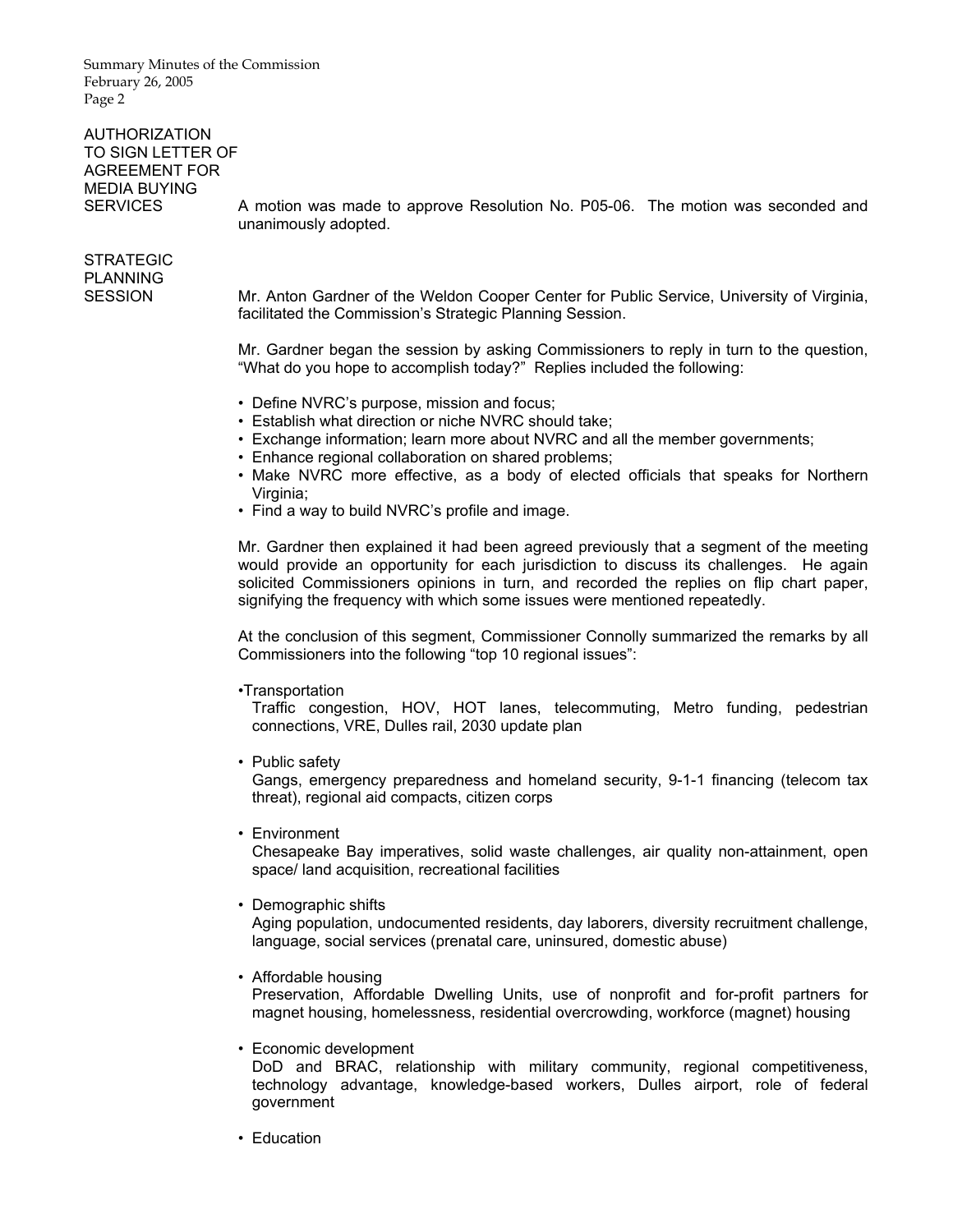## AUTHORIZATION TO SIGN LETTER OF AGREEMENT FOR MEDIA BUYING SERVICES

A motion was made to approve Resolution No. P05-06. The motion was seconded and unanimously adopted.

## STRATEGIC PLANNING SESSION

Mr. Anton Gardner of the Weldon Cooper Center for Public Service, University of Virginia, facilitated the Commission's Strategic Planning Session.

Mr. Gardner began the session by asking Commissioners to reply in turn to the question, "What do you hope to accomplish today?" Replies included the following:

- Define NVRC's purpose, mission and focus;
- Establish what direction or niche NVRC should take;
- Exchange information; learn more about NVRC and all the member governments;
- Enhance regional collaboration on shared problems;
- Make NVRC more effective, as a body of elected officials that speaks for Northern Virginia;
- Find a way to build NVRC's profile and image.

Mr. Gardner then explained it had been agreed previously that a segment of the meeting would provide an opportunity for each jurisdiction to discuss its challenges. He again solicited Commissioners opinions in turn, and recorded the replies on flip chart paper, signifying the frequency with which some issues were mentioned repeatedly.

At the conclusion of this segment, Commissioner Connolly summarized the remarks by all Commissioners into the following "top 10 regional issues":

- Transportation
  Traffic congestion, HOV, HOT lanes, telecommuting, Metro funding, pedestrian connections, VRE, Dulles rail, 2030 update plan

- Public safety
  Gangs, emergency preparedness and homeland security, 9-1-1 financing (telecom tax threat), regional aid compacts, citizen corps

- Environment
  Chesapeake Bay imperatives, solid waste challenges, air quality non-attainment, open space/ land acquisition, recreational facilities

- Demographic shifts
  Aging population, undocumented residents, day laborers, diversity recruitment challenge, language, social services (prenatal care, uninsured, domestic abuse)

- Affordable housing
  Preservation, Affordable Dwelling Units, use of nonprofit and for-profit partners for magnet housing, homelessness, residential overcrowding, workforce (magnet) housing

- Economic development
  DoD and BRAC, relationship with military community, regional competitiveness, technology advantage, knowledge-based workers, Dulles airport, role of federal government

- Education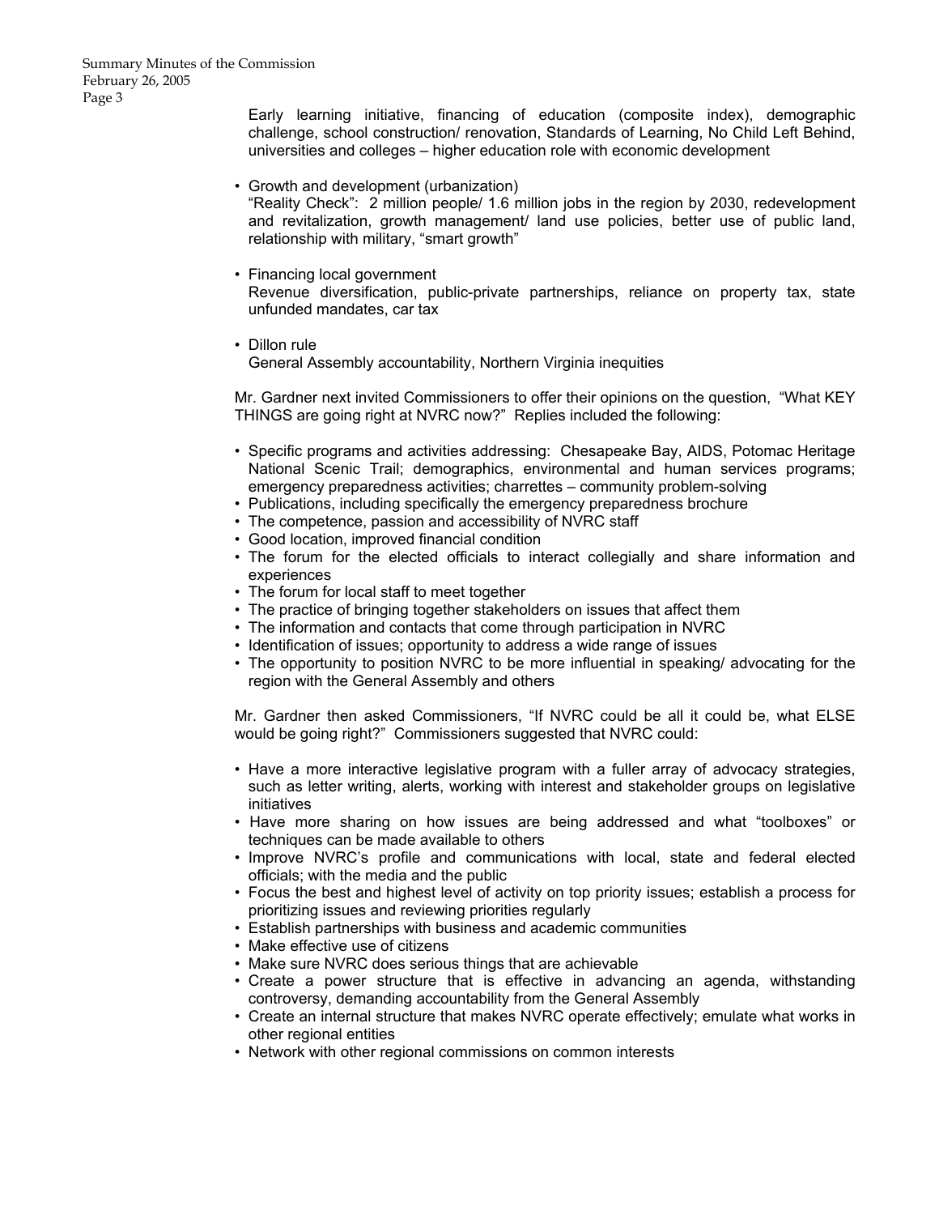Early learning initiative, financing of education (composite index), demographic challenge, school construction/ renovation, Standards of Learning, No Child Left Behind, universities and colleges – higher education role with economic development

- Growth and development (urbanization)
  "Reality Check": 2 million people/ 1.6 million jobs in the region by 2030, redevelopment and revitalization, growth management/ land use policies, better use of public land, relationship with military, "smart growth"

- Financing local government
  Revenue diversification, public-private partnerships, reliance on property tax, state unfunded mandates, car tax

- Dillon rule
  General Assembly accountability, Northern Virginia inequities

Mr. Gardner next invited Commissioners to offer their opinions on the question, "What KEY THINGS are going right at NVRC now?" Replies included the following:

- Specific programs and activities addressing: Chesapeake Bay, AIDS, Potomac Heritage National Scenic Trail; demographics, environmental and human services programs; emergency preparedness activities; charrettes – community problem-solving
- Publications, including specifically the emergency preparedness brochure
- The competence, passion and accessibility of NVRC staff
- Good location, improved financial condition
- The forum for the elected officials to interact collegially and share information and experiences
- The forum for local staff to meet together
- The practice of bringing together stakeholders on issues that affect them
- The information and contacts that come through participation in NVRC
- Identification of issues; opportunity to address a wide range of issues
- The opportunity to position NVRC to be more influential in speaking/ advocating for the region with the General Assembly and others

Mr. Gardner then asked Commissioners, "If NVRC could be all it could be, what ELSE would be going right?" Commissioners suggested that NVRC could:

- Have a more interactive legislative program with a fuller array of advocacy strategies, such as letter writing, alerts, working with interest and stakeholder groups on legislative initiatives
- Have more sharing on how issues are being addressed and what "toolboxes" or techniques can be made available to others
- Improve NVRC's profile and communications with local, state and federal elected officials; with the media and the public
- Focus the best and highest level of activity on top priority issues; establish a process for prioritizing issues and reviewing priorities regularly
- Establish partnerships with business and academic communities
- Make effective use of citizens
- Make sure NVRC does serious things that are achievable
- Create a power structure that is effective in advancing an agenda, withstanding controversy, demanding accountability from the General Assembly
- Create an internal structure that makes NVRC operate effectively; emulate what works in other regional entities
- Network with other regional commissions on common interests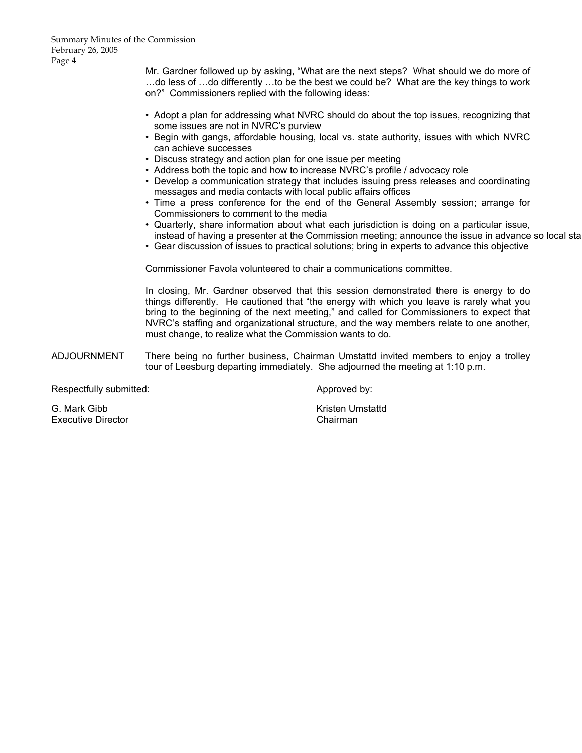Mr. Gardner followed up by asking, "What are the next steps? What should we do more of …do less of …do differently …to be the best we could be? What are the key things to work on?" Commissioners replied with the following ideas:

- Adopt a plan for addressing what NVRC should do about the top issues, recognizing that some issues are not in NVRC's purview
- Begin with gangs, affordable housing, local vs. state authority, issues with which NVRC can achieve successes
- Discuss strategy and action plan for one issue per meeting
- Address both the topic and how to increase NVRC's profile / advocacy role
- Develop a communication strategy that includes issuing press releases and coordinating messages and media contacts with local public affairs offices
- Time a press conference for the end of the General Assembly session; arrange for Commissioners to comment to the media
- Quarterly, share information about what each jurisdiction is doing on a particular issue, instead of having a presenter at the Commission meeting; announce the issue in advance so local sta
- Gear discussion of issues to practical solutions; bring in experts to advance this objective

Commissioner Favola volunteered to chair a communications committee.

In closing, Mr. Gardner observed that this session demonstrated there is energy to do things differently. He cautioned that "the energy with which you leave is rarely what you bring to the beginning of the next meeting," and called for Commissioners to expect that NVRC's staffing and organizational structure, and the way members relate to one another, must change, to realize what the Commission wants to do.

ADJOURNMENT There being no further business, Chairman Umstattd invited members to enjoy a trolley tour of Leesburg departing immediately. She adjourned the meeting at 1:10 p.m.

| | |
|---|---|
| Respectfully submitted: | Approved by: |
| G. Mark Gibb<br>Executive Director | Kristen Umstattd<br>Chairman |